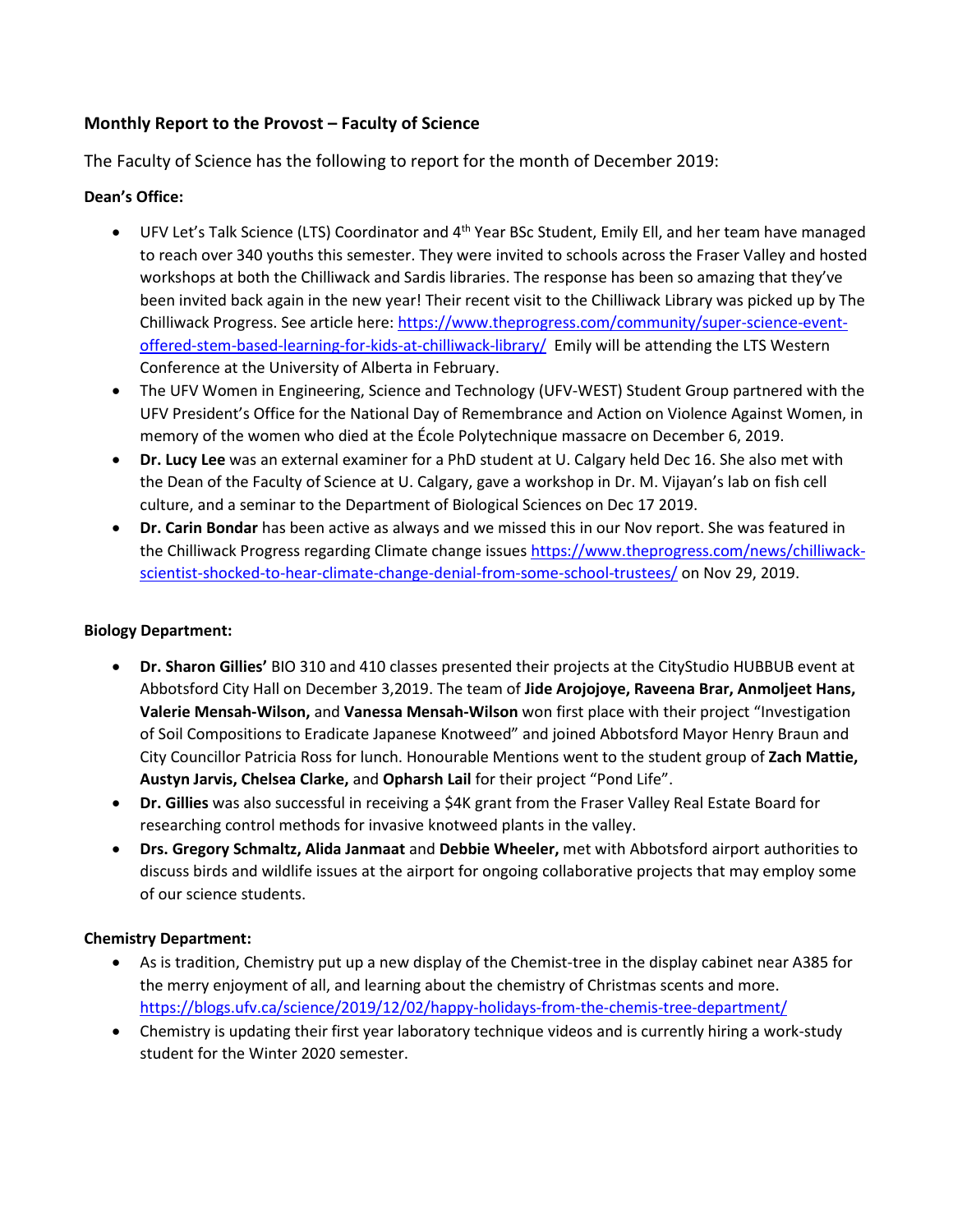**Monthly Report to the Provost – Faculty of Science**

The Faculty of Science has the following to report for the month of December 2019:

**Dean's Office:**

- UFV Let's Talk Science (LTS) Coordinator and 4th Year BSc Student, Emily Ell, and her team have managed to reach over 340 youths this semester. They were invited to schools across the Fraser Valley and hosted workshops at both the Chilliwack and Sardis libraries. The response has been so amazing that they've been invited back again in the new year! Their recent visit to the Chilliwack Library was picked up by The Chilliwack Progress. See article here: https://www.theprogress.com/community/super-science-event-offered-stem-based-learning-for-kids-at-chilliwack-library/ Emily will be attending the LTS Western Conference at the University of Alberta in February.
- The UFV Women in Engineering, Science and Technology (UFV-WEST) Student Group partnered with the UFV President's Office for the National Day of Remembrance and Action on Violence Against Women, in memory of the women who died at the École Polytechnique massacre on December 6, 2019.
- **Dr. Lucy Lee** was an external examiner for a PhD student at U. Calgary held Dec 16. She also met with the Dean of the Faculty of Science at U. Calgary, gave a workshop in Dr. M. Vijayan's lab on fish cell culture, and a seminar to the Department of Biological Sciences on Dec 17 2019.
- **Dr. Carin Bondar** has been active as always and we missed this in our Nov report. She was featured in the Chilliwack Progress regarding Climate change issues https://www.theprogress.com/news/chilliwack-scientist-shocked-to-hear-climate-change-denial-from-some-school-trustees/ on Nov 29, 2019.

**Biology Department:**

- **Dr. Sharon Gillies'** BIO 310 and 410 classes presented their projects at the CityStudio HUBBUB event at Abbotsford City Hall on December 3,2019. The team of **Jide Arojojoye, Raveena Brar, Anmoljeet Hans, Valerie Mensah-Wilson,** and **Vanessa Mensah-Wilson** won first place with their project "Investigation of Soil Compositions to Eradicate Japanese Knotweed" and joined Abbotsford Mayor Henry Braun and City Councillor Patricia Ross for lunch. Honourable Mentions went to the student group of **Zach Mattie, Austyn Jarvis, Chelsea Clarke,** and **Opharsh Lail** for their project "Pond Life".
- **Dr. Gillies** was also successful in receiving a $4K grant from the Fraser Valley Real Estate Board for researching control methods for invasive knotweed plants in the valley.
- **Drs. Gregory Schmaltz, Alida Janmaat** and **Debbie Wheeler,** met with Abbotsford airport authorities to discuss birds and wildlife issues at the airport for ongoing collaborative projects that may employ some of our science students.

**Chemistry Department:**

- As is tradition, Chemistry put up a new display of the Chemist-tree in the display cabinet near A385 for the merry enjoyment of all, and learning about the chemistry of Christmas scents and more. https://blogs.ufv.ca/science/2019/12/02/happy-holidays-from-the-chemis-tree-department/
- Chemistry is updating their first year laboratory technique videos and is currently hiring a work-study student for the Winter 2020 semester.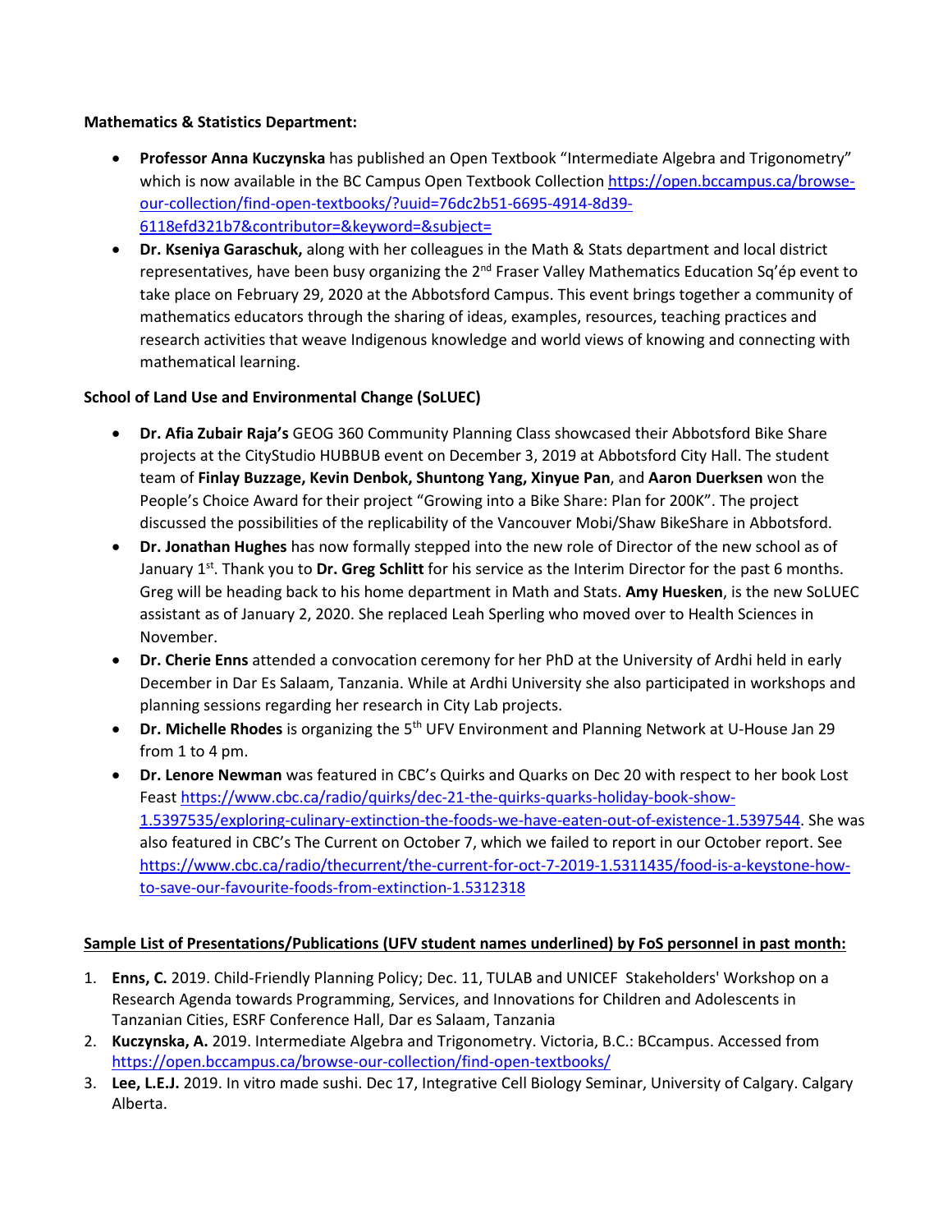**Mathematics & Statistics Department:**

- **Professor Anna Kuczynska** has published an Open Textbook "Intermediate Algebra and Trigonometry" which is now available in the BC Campus Open Textbook Collection https://open.bccampus.ca/browse-our-collection/find-open-textbooks/?uuid=76dc2b51-6695-4914-8d39-6118efd321b7&contributor=&keyword=&subject=
- **Dr. Kseniya Garaschuk,** along with her colleagues in the Math & Stats department and local district representatives, have been busy organizing the 2nd Fraser Valley Mathematics Education Sq'ép event to take place on February 29, 2020 at the Abbotsford Campus. This event brings together a community of mathematics educators through the sharing of ideas, examples, resources, teaching practices and research activities that weave Indigenous knowledge and world views of knowing and connecting with mathematical learning.

**School of Land Use and Environmental Change (SoLUEC)**

- **Dr. Afia Zubair Raja's** GEOG 360 Community Planning Class showcased their Abbotsford Bike Share projects at the CityStudio HUBBUB event on December 3, 2019 at Abbotsford City Hall. The student team of **Finlay Buzzage, Kevin Denbok, Shuntong Yang, Xinyue Pan**, and **Aaron Duerksen** won the People's Choice Award for their project "Growing into a Bike Share: Plan for 200K". The project discussed the possibilities of the replicability of the Vancouver Mobi/Shaw BikeShare in Abbotsford.
- **Dr. Jonathan Hughes** has now formally stepped into the new role of Director of the new school as of January 1st. Thank you to **Dr. Greg Schlitt** for his service as the Interim Director for the past 6 months. Greg will be heading back to his home department in Math and Stats. **Amy Huesken**, is the new SoLUEC assistant as of January 2, 2020. She replaced Leah Sperling who moved over to Health Sciences in November.
- **Dr. Cherie Enns** attended a convocation ceremony for her PhD at the University of Ardhi held in early December in Dar Es Salaam, Tanzania. While at Ardhi University she also participated in workshops and planning sessions regarding her research in City Lab projects.
- **Dr. Michelle Rhodes** is organizing the 5th UFV Environment and Planning Network at U-House Jan 29 from 1 to 4 pm.
- **Dr. Lenore Newman** was featured in CBC's Quirks and Quarks on Dec 20 with respect to her book Lost Feast https://www.cbc.ca/radio/quirks/dec-21-the-quirks-quarks-holiday-book-show-1.5397535/exploring-culinary-extinction-the-foods-we-have-eaten-out-of-existence-1.5397544. She was also featured in CBC's The Current on October 7, which we failed to report in our October report. See https://www.cbc.ca/radio/thecurrent/the-current-for-oct-7-2019-1.5311435/food-is-a-keystone-how-to-save-our-favourite-foods-from-extinction-1.5312318

**Sample List of Presentations/Publications (UFV student names underlined) by FoS personnel in past month:**

1. **Enns, C.** 2019. Child-Friendly Planning Policy; Dec. 11, TULAB and UNICEF Stakeholders' Workshop on a Research Agenda towards Programming, Services, and Innovations for Children and Adolescents in Tanzanian Cities, ESRF Conference Hall, Dar es Salaam, Tanzania
2. **Kuczynska, A.** 2019. Intermediate Algebra and Trigonometry. Victoria, B.C.: BCcampus. Accessed from https://open.bccampus.ca/browse-our-collection/find-open-textbooks/
3. **Lee, L.E.J.** 2019. In vitro made sushi. Dec 17, Integrative Cell Biology Seminar, University of Calgary. Calgary Alberta.